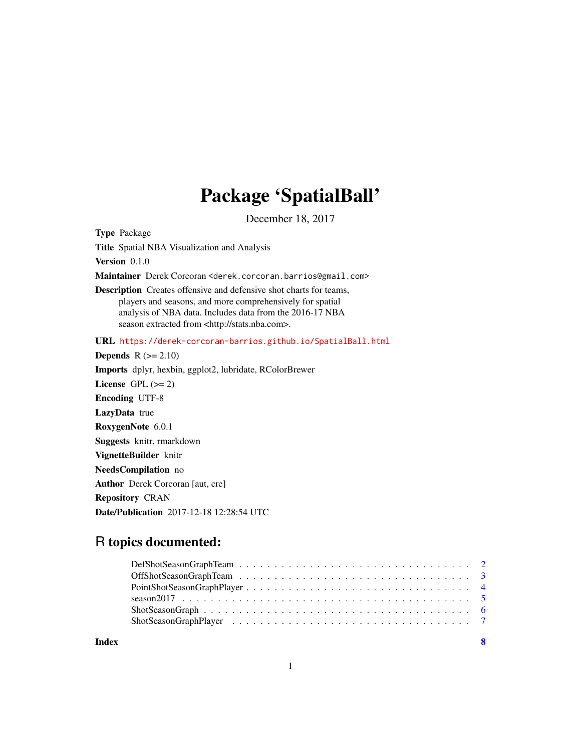# Package 'SpatialBall'

December 18, 2017

**Type** Package

**Title** Spatial NBA Visualization and Analysis

**Version** 0.1.0

**Maintainer** Derek Corcoran <derek.corcoran.barrios@gmail.com>

**Description** Creates offensive and defensive shot charts for teams, players and seasons, and more comprehensively for spatial analysis of NBA data. Includes data from the 2016-17 NBA season extracted from <http://stats.nba.com>.

**URL** https://derek-corcoran-barrios.github.io/SpatialBall.html

**Depends** R (>= 2.10)

**Imports** dplyr, hexbin, ggplot2, lubridate, RColorBrewer

**License** GPL (>= 2)

**Encoding** UTF-8

**LazyData** true

**RoxygenNote** 6.0.1

**Suggests** knitr, rmarkdown

**VignetteBuilder** knitr

**NeedsCompilation** no

**Author** Derek Corcoran [aut, cre]

**Repository** CRAN

**Date/Publication** 2017-12-18 12:28:54 UTC

## R topics documented:

| | |
|---|---|
| DefShotSeasonGraphTeam | 2 |
| OffShotSeasonGraphTeam | 3 |
| PointShotSeasonGraphPlayer | 4 |
| season2017 | 5 |
| ShotSeasonGraph | 6 |
| ShotSeasonGraphPlayer | 7 |
| **Index** | **8** |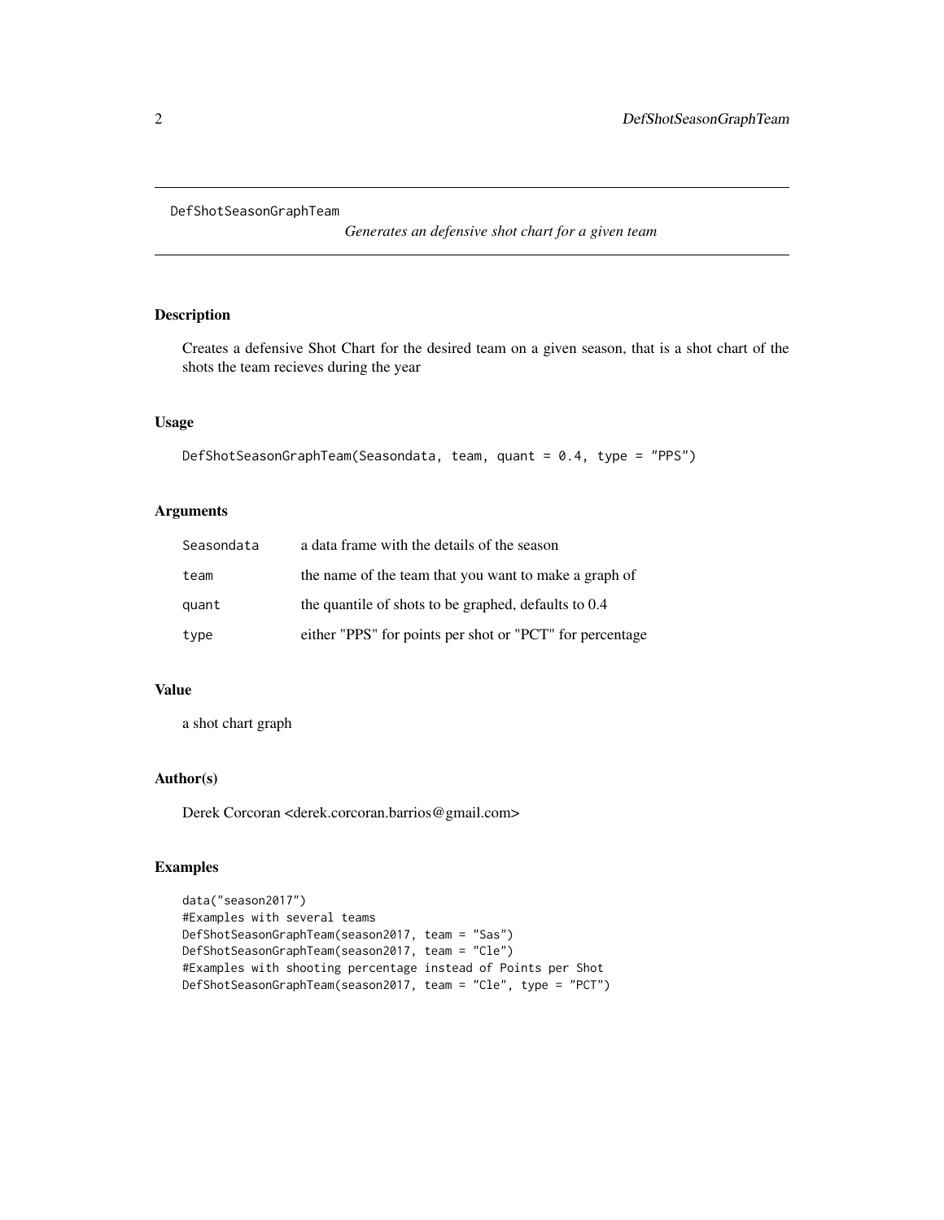DefShotSeasonGraphTeam

*Generates an defensive shot chart for a given team*

## Description

Creates a defensive Shot Chart for the desired team on a given season, that is a shot chart of the shots the team recieves during the year

## Usage

```
DefShotSeasonGraphTeam(Seasondata, team, quant = 0.4, type = "PPS")
```

## Arguments

| | |
|---|---|
| Seasondata | a data frame with the details of the season |
| team | the name of the team that you want to make a graph of |
| quant | the quantile of shots to be graphed, defaults to 0.4 |
| type | either "PPS" for points per shot or "PCT" for percentage |

## Value

a shot chart graph

## Author(s)

Derek Corcoran <derek.corcoran.barrios@gmail.com>

## Examples

```
data("season2017")
#Examples with several teams
DefShotSeasonGraphTeam(season2017, team = "Sas")
DefShotSeasonGraphTeam(season2017, team = "Cle")
#Examples with shooting percentage instead of Points per Shot
DefShotSeasonGraphTeam(season2017, team = "Cle", type = "PCT")
```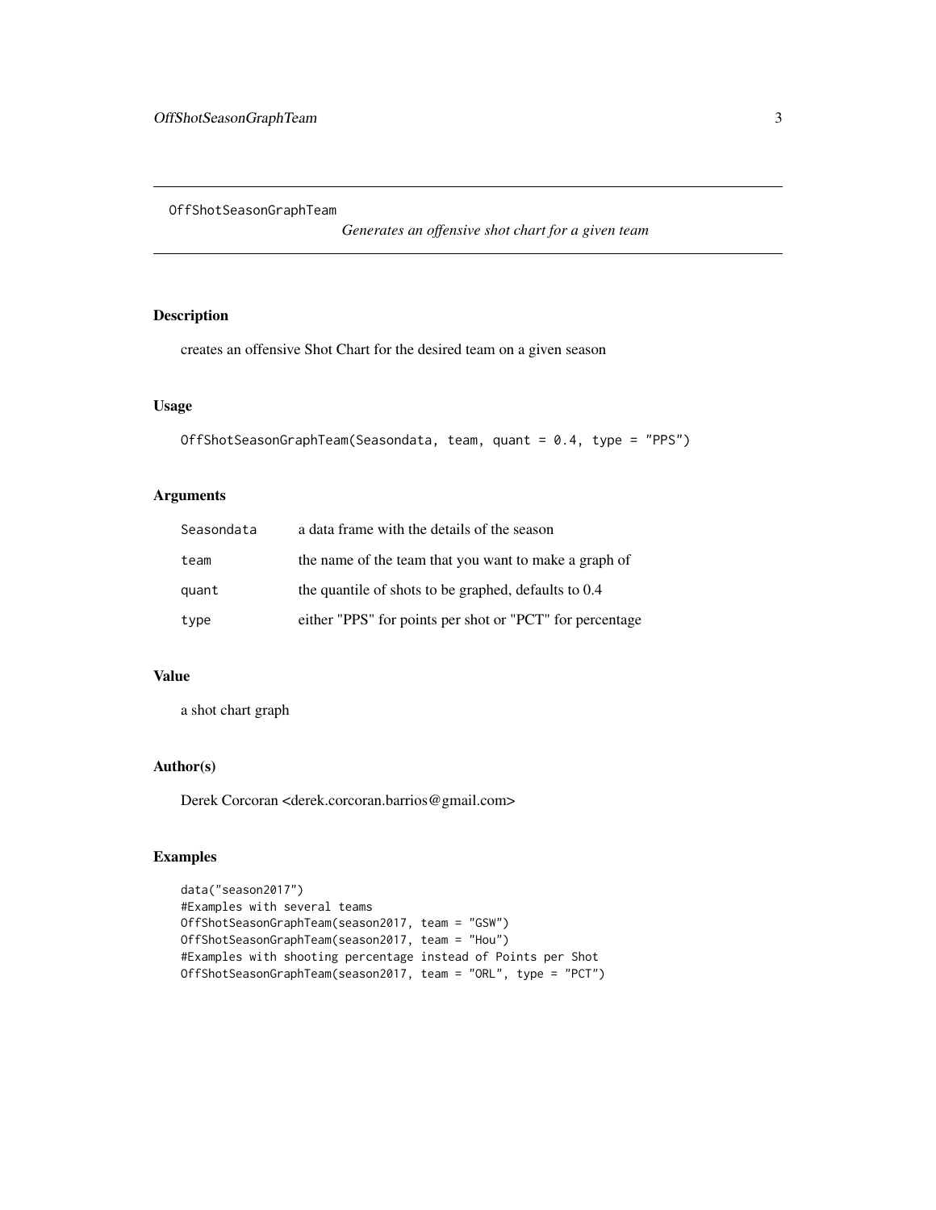OffShotSeasonGraphTeam

*Generates an offensive shot chart for a given team*

## Description

creates an offensive Shot Chart for the desired team on a given season

## Usage

```
OffShotSeasonGraphTeam(Seasondata, team, quant = 0.4, type = "PPS")
```

## Arguments

| | |
|---|---|
| Seasondata | a data frame with the details of the season |
| team | the name of the team that you want to make a graph of |
| quant | the quantile of shots to be graphed, defaults to 0.4 |
| type | either "PPS" for points per shot or "PCT" for percentage |

## Value

a shot chart graph

## Author(s)

Derek Corcoran <derek.corcoran.barrios@gmail.com>

## Examples

```
data("season2017")
#Examples with several teams
OffShotSeasonGraphTeam(season2017, team = "GSW")
OffShotSeasonGraphTeam(season2017, team = "Hou")
#Examples with shooting percentage instead of Points per Shot
OffShotSeasonGraphTeam(season2017, team = "ORL", type = "PCT")
```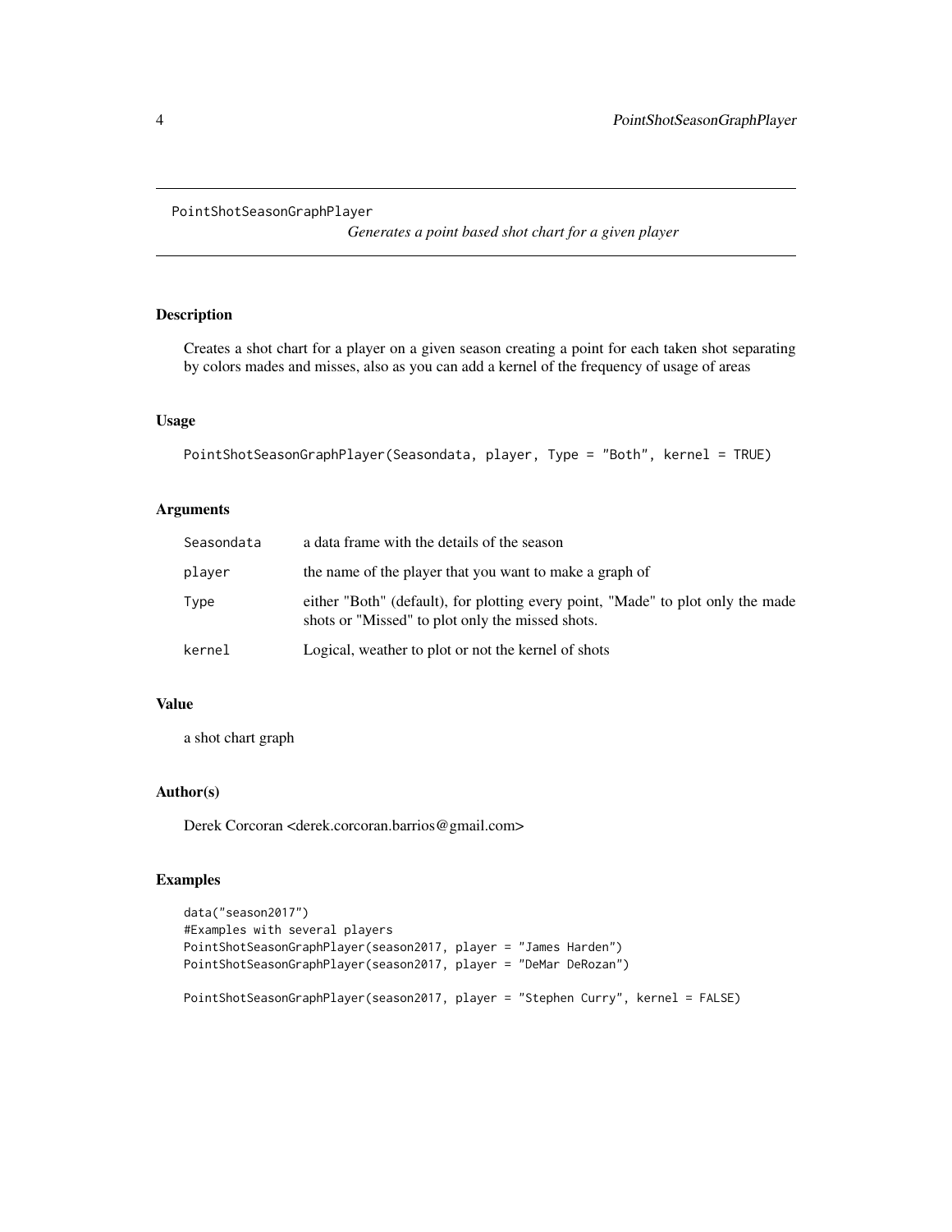PointShotSeasonGraphPlayer

*Generates a point based shot chart for a given player*

---

### Description

Creates a shot chart for a player on a given season creating a point for each taken shot separating by colors mades and misses, also as you can add a kernel of the frequency of usage of areas

### Usage

```
PointShotSeasonGraphPlayer(Seasondata, player, Type = "Both", kernel = TRUE)
```

### Arguments

| | |
|---|---|
| `Seasondata` | a data frame with the details of the season |
| `player` | the name of the player that you want to make a graph of |
| `Type` | either "Both" (default), for plotting every point, "Made" to plot only the made shots or "Missed" to plot only the missed shots. |
| `kernel` | Logical, weather to plot or not the kernel of shots |

### Value

a shot chart graph

### Author(s)

Derek Corcoran <derek.corcoran.barrios@gmail.com>

### Examples

```
data("season2017")
#Examples with several players
PointShotSeasonGraphPlayer(season2017, player = "James Harden")
PointShotSeasonGraphPlayer(season2017, player = "DeMar DeRozan")

PointShotSeasonGraphPlayer(season2017, player = "Stephen Curry", kernel = FALSE)
```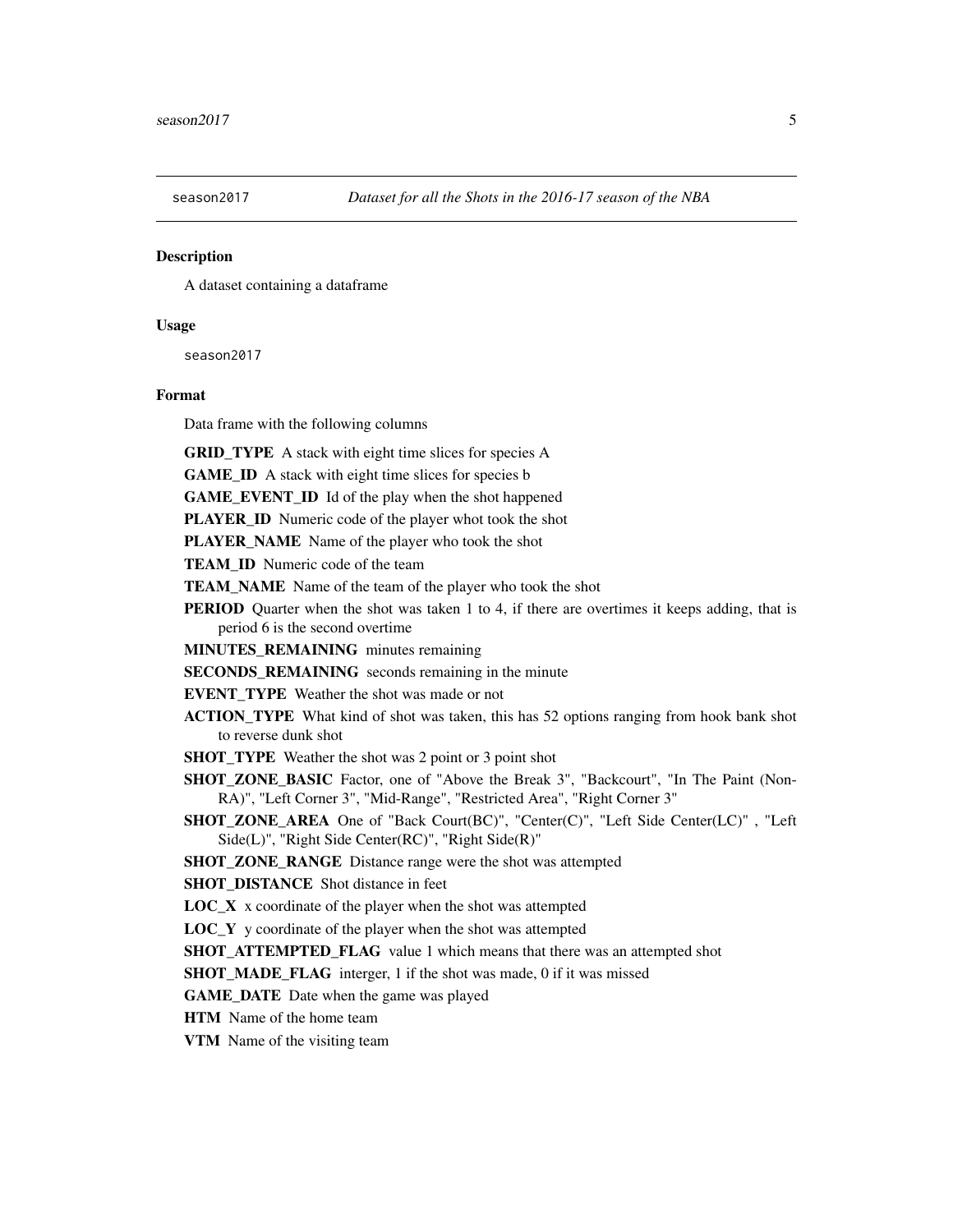`season2017` *Dataset for all the Shots in the 2016-17 season of the NBA*

## Description

A dataset containing a dataframe

## Usage

```
season2017
```

## Format

Data frame with the following columns

- **GRID_TYPE** A stack with eight time slices for species A
- **GAME_ID** A stack with eight time slices for species b
- **GAME_EVENT_ID** Id of the play when the shot happened
- **PLAYER_ID** Numeric code of the player whot took the shot
- **PLAYER_NAME** Name of the player who took the shot
- **TEAM_ID** Numeric code of the team
- **TEAM_NAME** Name of the team of the player who took the shot
- **PERIOD** Quarter when the shot was taken 1 to 4, if there are overtimes it keeps adding, that is period 6 is the second overtime
- **MINUTES_REMAINING** minutes remaining
- **SECONDS_REMAINING** seconds remaining in the minute
- **EVENT_TYPE** Weather the shot was made or not
- **ACTION_TYPE** What kind of shot was taken, this has 52 options ranging from hook bank shot to reverse dunk shot
- **SHOT_TYPE** Weather the shot was 2 point or 3 point shot
- **SHOT_ZONE_BASIC** Factor, one of "Above the Break 3", "Backcourt", "In The Paint (Non-RA)", "Left Corner 3", "Mid-Range", "Restricted Area", "Right Corner 3"
- **SHOT_ZONE_AREA** One of "Back Court(BC)", "Center(C)", "Left Side Center(LC)" , "Left Side(L)", "Right Side Center(RC)", "Right Side(R)"
- **SHOT_ZONE_RANGE** Distance range were the shot was attempted
- **SHOT_DISTANCE** Shot distance in feet
- **LOC_X** x coordinate of the player when the shot was attempted
- **LOC_Y** y coordinate of the player when the shot was attempted
- **SHOT_ATTEMPTED_FLAG** value 1 which means that there was an attempted shot
- **SHOT_MADE_FLAG** interger, 1 if the shot was made, 0 if it was missed
- **GAME_DATE** Date when the game was played
- **HTM** Name of the home team
- **VTM** Name of the visiting team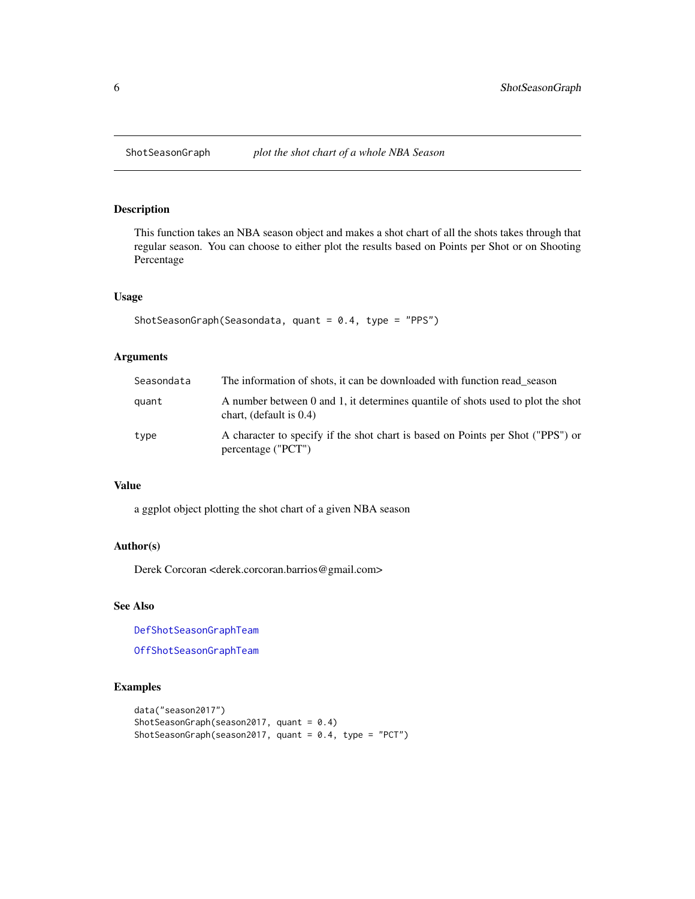## ShotSeasonGraph — *plot the shot chart of a whole NBA Season*

### Description

This function takes an NBA season object and makes a shot chart of all the shots takes through that regular season. You can choose to either plot the results based on Points per Shot or on Shooting Percentage

### Usage

```
ShotSeasonGraph(Seasondata, quant = 0.4, type = "PPS")
```

### Arguments

| Argument | Description |
| --- | --- |
| Seasondata | The information of shots, it can be downloaded with function read_season |
| quant | A number between 0 and 1, it determines quantile of shots used to plot the shot chart, (default is 0.4) |
| type | A character to specify if the shot chart is based on Points per Shot ("PPS") or percentage ("PCT") |

### Value

a ggplot object plotting the shot chart of a given NBA season

### Author(s)

Derek Corcoran <derek.corcoran.barrios@gmail.com>

### See Also

DefShotSeasonGraphTeam

OffShotSeasonGraphTeam

### Examples

```
data("season2017")
ShotSeasonGraph(season2017, quant = 0.4)
ShotSeasonGraph(season2017, quant = 0.4, type = "PCT")
```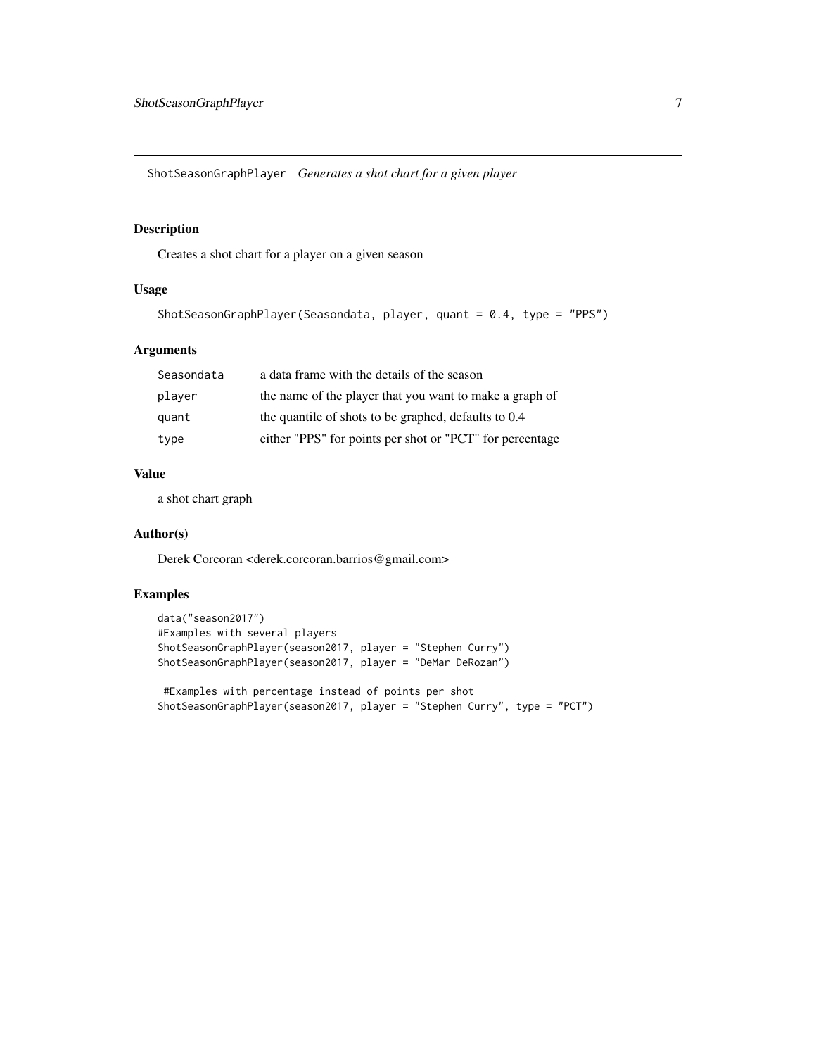## ShotSeasonGraphPlayer *Generates a shot chart for a given player*

### Description

Creates a shot chart for a player on a given season

### Usage

```
ShotSeasonGraphPlayer(Seasondata, player, quant = 0.4, type = "PPS")
```

### Arguments

| | |
|---|---|
| `Seasondata` | a data frame with the details of the season |
| `player` | the name of the player that you want to make a graph of |
| `quant` | the quantile of shots to be graphed, defaults to 0.4 |
| `type` | either "PPS" for points per shot or "PCT" for percentage |

### Value

a shot chart graph

### Author(s)

Derek Corcoran <derek.corcoran.barrios@gmail.com>

### Examples

```
data("season2017")
#Examples with several players
ShotSeasonGraphPlayer(season2017, player = "Stephen Curry")
ShotSeasonGraphPlayer(season2017, player = "DeMar DeRozan")

 #Examples with percentage instead of points per shot
ShotSeasonGraphPlayer(season2017, player = "Stephen Curry", type = "PCT")
```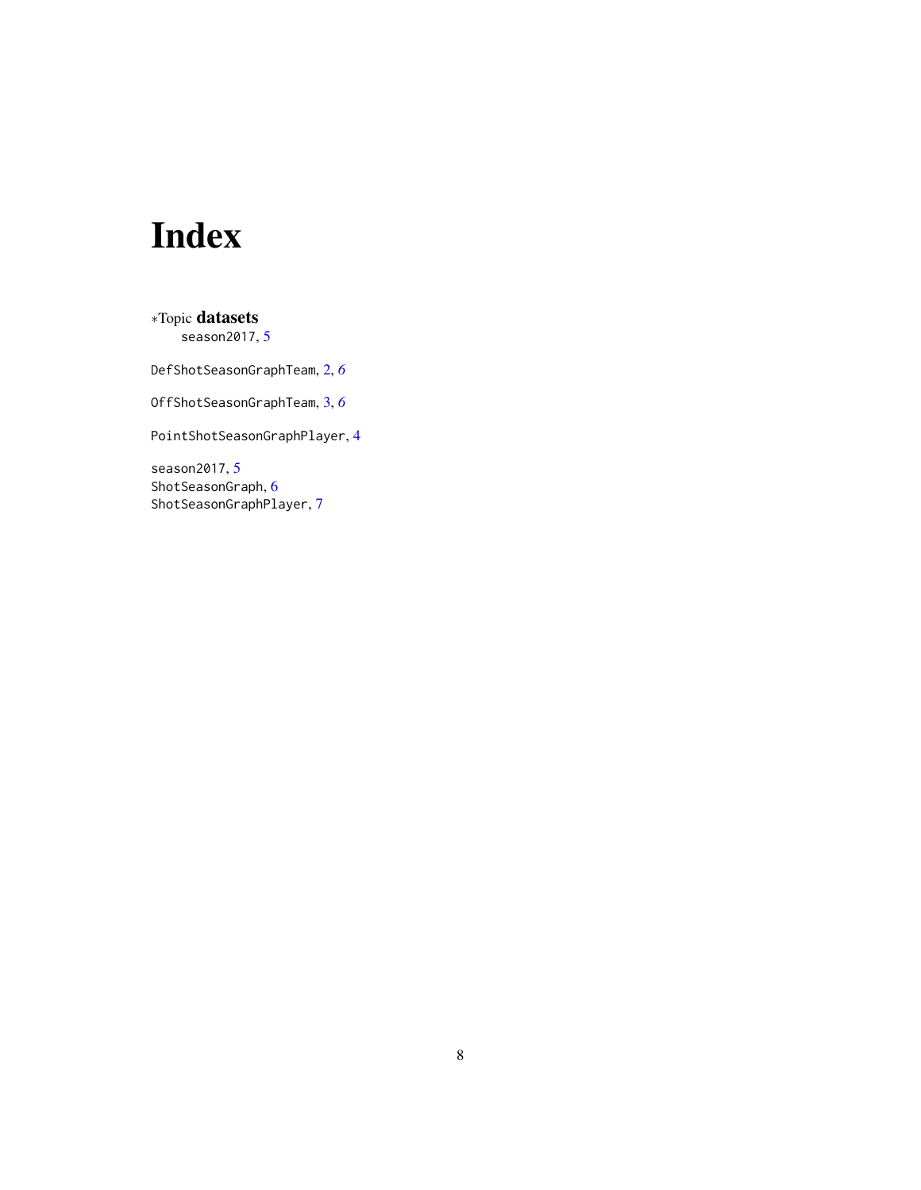# Index

∗Topic **datasets**
    season2017, 5

DefShotSeasonGraphTeam, 2, *6*

OffShotSeasonGraphTeam, 3, *6*

PointShotSeasonGraphPlayer, 4

season2017, 5
ShotSeasonGraph, 6
ShotSeasonGraphPlayer, 7